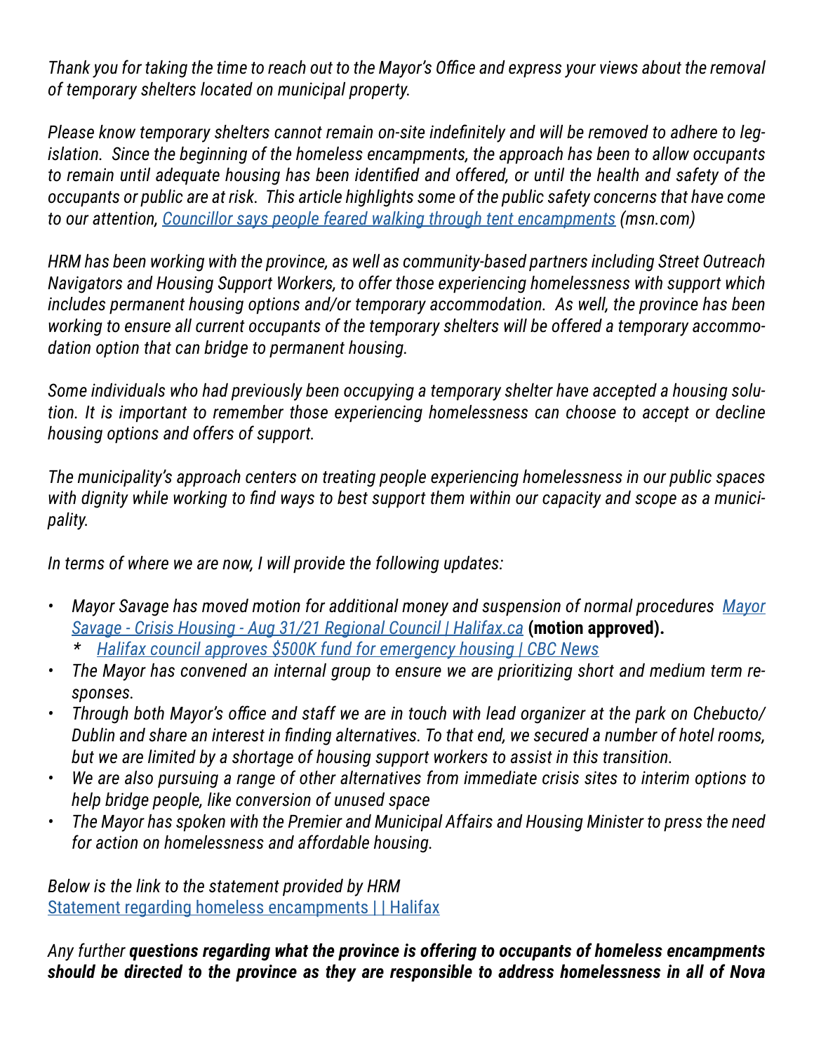*Thank you for taking the time to reach out to the Mayor's Office and express your views about the removal of temporary shelters located on municipal property.*

*Please know temporary shelters cannot remain on-site indefinitely and will be removed to adhere to legislation. Since the beginning of the homeless encampments, the approach has been to allow occupants to remain until adequate housing has been identified and offered, or until the health and safety of the occupants or public are at risk. This article highlights some of the public safety concerns that have come to our attention, [Councillor says people feared walking through tent encampments](msn.com) (msn.com)*

*HRM has been working with the province, as well as community-based partners including Street Outreach Navigators and Housing Support Workers, to offer those experiencing homelessness with support which includes permanent housing options and/or temporary accommodation. As well, the province has been working to ensure all current occupants of the temporary shelters will be offered a temporary accommodation option that can bridge to permanent housing.*

*Some individuals who had previously been occupying a temporary shelter have accepted a housing solution. It is important to remember those experiencing homelessness can choose to accept or decline housing options and offers of support.*

*The municipality's approach centers on treating people experiencing homelessness in our public spaces with dignity while working to find ways to best support them within our capacity and scope as a municipality.*

*In terms of where we are now, I will provide the following updates:*

- *Mayor Savage has moved motion for additional money and suspension of normal procedures [Mayor Savage - Crisis Housing - Aug 31/21 Regional Council | Halifax.ca]()* **(motion approved).**
    - *[Halifax council approves $500K fund for emergency housing | CBC News]()*
- *The Mayor has convened an internal group to ensure we are prioritizing short and medium term responses.*
- *Through both Mayor's office and staff we are in touch with lead organizer at the park on Chebucto/Dublin and share an interest in finding alternatives. To that end, we secured a number of hotel rooms, but we are limited by a shortage of housing support workers to assist in this transition.*
- *We are also pursuing a range of other alternatives from immediate crisis sites to interim options to help bridge people, like conversion of unused space*
- *The Mayor has spoken with the Premier and Municipal Affairs and Housing Minister to press the need for action on homelessness and affordable housing.*

*Below is the link to the statement provided by HRM*
[Statement regarding homeless encampments | | Halifax]()

*Any further* ***questions regarding what the province is offering to occupants of homeless encampments should be directed to the province as they are responsible to address homelessness in all of Nova***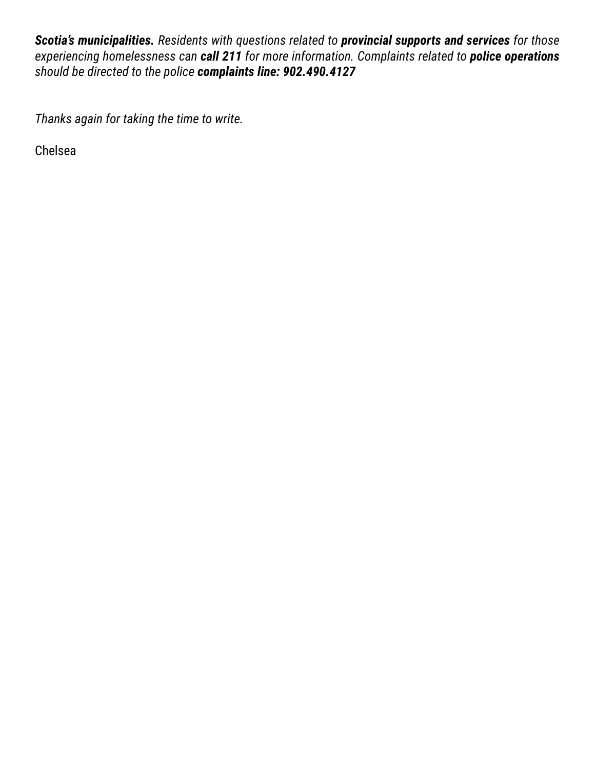***Scotia's municipalities.*** *Residents with questions related to* ***provincial supports and services*** *for those experiencing homelessness can* ***call 211*** *for more information. Complaints related to* ***police operations*** *should be directed to the police* ***complaints line: 902.490.4127***

*Thanks again for taking the time to write.*

Chelsea